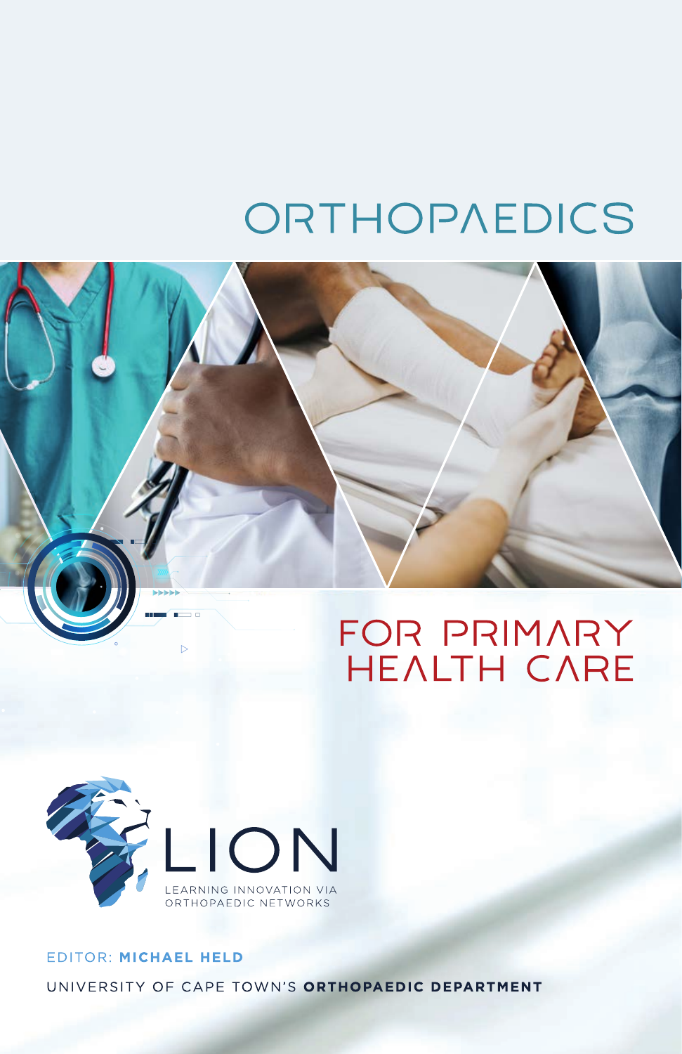# ORTHOPAEDICS

## FOR PRIMARY HEALTH CARE

LION

LEARNING INNOVATION VIA ORTHOPAEDIC NETWORKS

EDITOR: **MICHAEL HELD**

UNIVERSITY OF CAPE TOWN'S **ORTHOPAEDIC DEPARTMENT**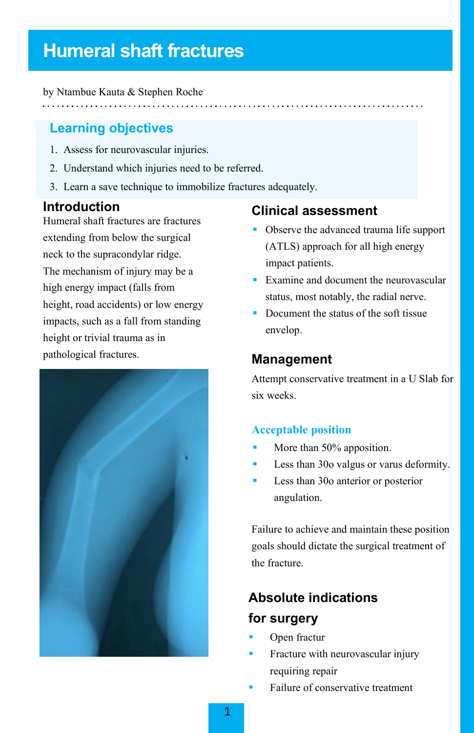# Humeral shaft fractures

by Ntambue Kauta & Stephen Roche

## Learning objectives

1. Assess for neurovascular injuries.
2. Understand which injuries need to be referred.
3. Learn a save technique to immobilize fractures adequately.

## Introduction

Humeral shaft fractures are fractures extending from below the surgical neck to the supracondylar ridge. The mechanism of injury may be a high energy impact (falls from height, road accidents) or low energy impacts, such as a fall from standing height or trivial trauma as in pathological fractures.

## Clinical assessment

- Observe the advanced trauma life support (ATLS) approach for all high energy impact patients.
- Examine and document the neurovascular status, most notably, the radial nerve.
- Document the status of the soft tissue envelop.

## Management

Attempt conservative treatment in a U Slab for six weeks.

### Acceptable position

- More than 50% apposition.
- Less than 30o valgus or varus deformity.
- Less than 30o anterior or posterior angulation.

Failure to achieve and maintain these position goals should dictate the surgical treatment of the fracture.

## Absolute indications for surgery

- Open fractur
- Fracture with neurovascular injury requiring repair
- Failure of conservative treatment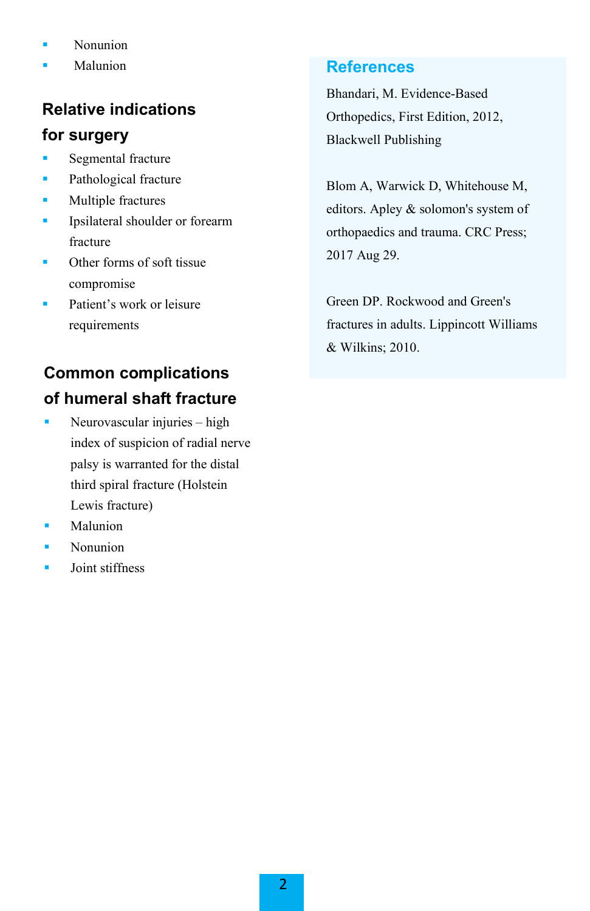- Nonunion
- Malunion

## Relative indications for surgery

- Segmental fracture
- Pathological fracture
- Multiple fractures
- Ipsilateral shoulder or forearm fracture
- Other forms of soft tissue compromise
- Patient's work or leisure requirements

## Common complications of humeral shaft fracture

- Neurovascular injuries – high index of suspicion of radial nerve palsy is warranted for the distal third spiral fracture (Holstein Lewis fracture)
- Malunion
- Nonunion
- Joint stiffness

## References

Bhandari, M. Evidence-Based Orthopedics, First Edition, 2012, Blackwell Publishing

Blom A, Warwick D, Whitehouse M, editors. Apley & solomon's system of orthopaedics and trauma. CRC Press; 2017 Aug 29.

Green DP. Rockwood and Green's fractures in adults. Lippincott Williams & Wilkins; 2010.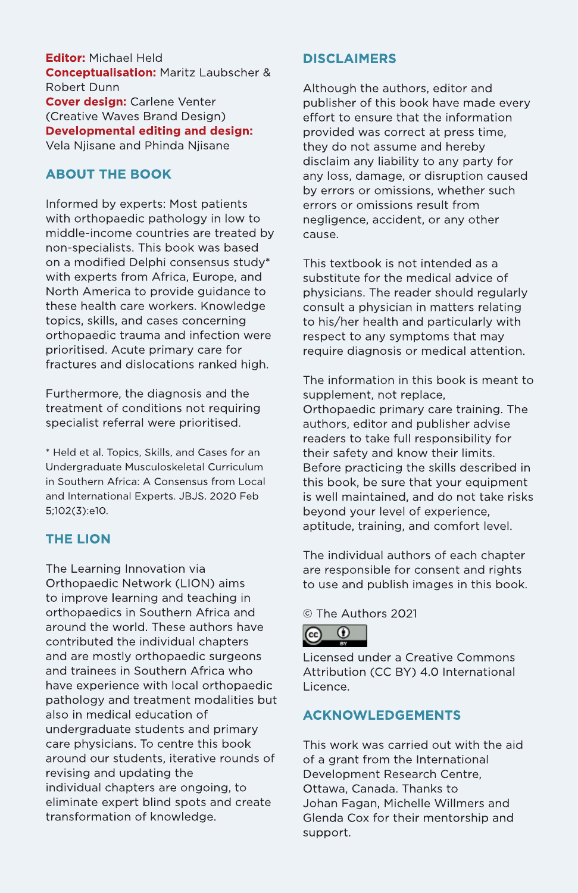**Editor:** Michael Held
**Conceptualisation:** Maritz Laubscher & Robert Dunn
**Cover design:** Carlene Venter (Creative Waves Brand Design)
**Developmental editing and design:** Vela Njisane and Phinda Njisane

## ABOUT THE BOOK

Informed by experts: Most patients with orthopaedic pathology in low to middle-income countries are treated by non-specialists. This book was based on a modified Delphi consensus study* with experts from Africa, Europe, and North America to provide guidance to these health care workers. Knowledge topics, skills, and cases concerning orthopaedic trauma and infection were prioritised. Acute primary care for fractures and dislocations ranked high.

Furthermore, the diagnosis and the treatment of conditions not requiring specialist referral were prioritised.

* Held et al. Topics, Skills, and Cases for an Undergraduate Musculoskeletal Curriculum in Southern Africa: A Consensus from Local and International Experts. JBJS. 2020 Feb 5;102(3):e10.

## THE LION

The Learning Innovation via Orthopaedic Network (LION) aims to improve learning and teaching in orthopaedics in Southern Africa and around the world. These authors have contributed the individual chapters and are mostly orthopaedic surgeons and trainees in Southern Africa who have experience with local orthopaedic pathology and treatment modalities but also in medical education of undergraduate students and primary care physicians. To centre this book around our students, iterative rounds of revising and updating the individual chapters are ongoing, to eliminate expert blind spots and create transformation of knowledge.

## DISCLAIMERS

Although the authors, editor and publisher of this book have made every effort to ensure that the information provided was correct at press time, they do not assume and hereby disclaim any liability to any party for any loss, damage, or disruption caused by errors or omissions, whether such errors or omissions result from negligence, accident, or any other cause.

This textbook is not intended as a substitute for the medical advice of physicians. The reader should regularly consult a physician in matters relating to his/her health and particularly with respect to any symptoms that may require diagnosis or medical attention.

The information in this book is meant to supplement, not replace, Orthopaedic primary care training. The authors, editor and publisher advise readers to take full responsibility for their safety and know their limits. Before practicing the skills described in this book, be sure that your equipment is well maintained, and do not take risks beyond your level of experience, aptitude, training, and comfort level.

The individual authors of each chapter are responsible for consent and rights to use and publish images in this book.

© The Authors 2021

Licensed under a Creative Commons Attribution (CC BY) 4.0 International Licence.

## ACKNOWLEDGEMENTS

This work was carried out with the aid of a grant from the International Development Research Centre, Ottawa, Canada. Thanks to Johan Fagan, Michelle Willmers and Glenda Cox for their mentorship and support.